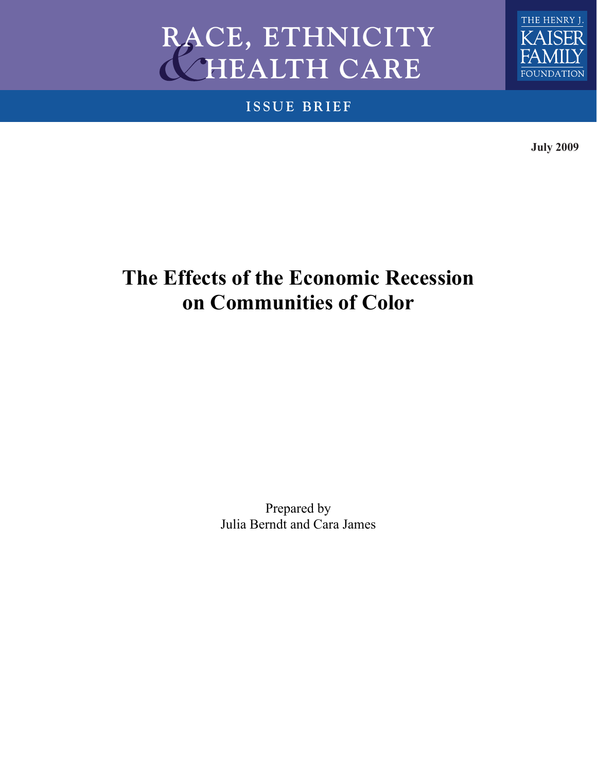RACE, ETHNICITY & HEALTH CARE

THE HENRY J. KAISER FAMILY FOUNDATION

ISSUE BRIEF

**July 2009**

# The Effects of the Economic Recession on Communities of Color

Prepared by
Julia Berndt and Cara James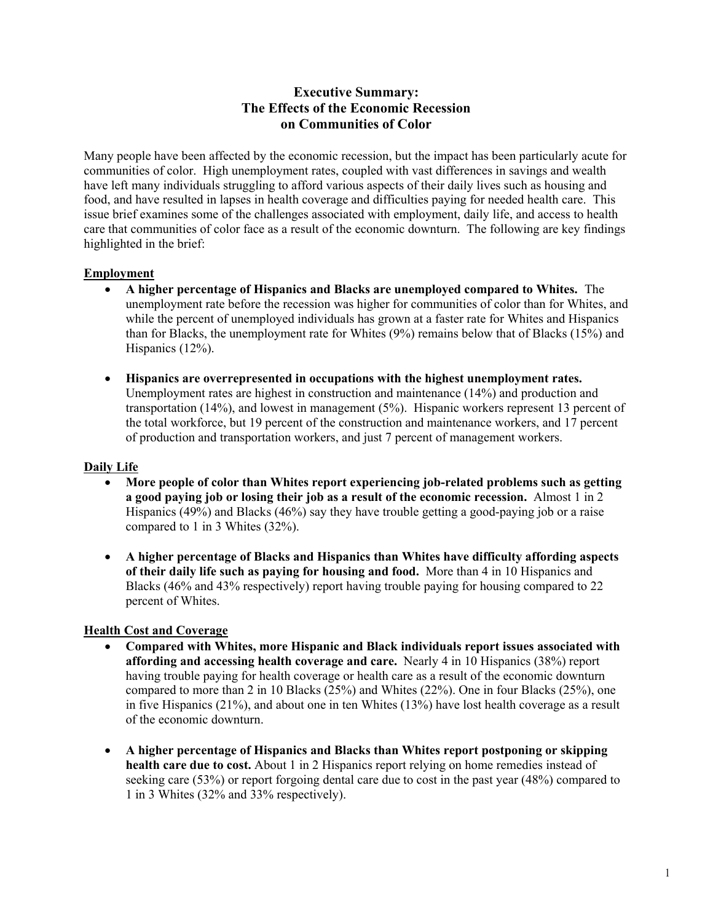# Executive Summary: The Effects of the Economic Recession on Communities of Color

Many people have been affected by the economic recession, but the impact has been particularly acute for communities of color. High unemployment rates, coupled with vast differences in savings and wealth have left many individuals struggling to afford various aspects of their daily lives such as housing and food, and have resulted in lapses in health coverage and difficulties paying for needed health care. This issue brief examines some of the challenges associated with employment, daily life, and access to health care that communities of color face as a result of the economic downturn. The following are key findings highlighted in the brief:

## Employment

- **A higher percentage of Hispanics and Blacks are unemployed compared to Whites.** The unemployment rate before the recession was higher for communities of color than for Whites, and while the percent of unemployed individuals has grown at a faster rate for Whites and Hispanics than for Blacks, the unemployment rate for Whites (9%) remains below that of Blacks (15%) and Hispanics (12%).

- **Hispanics are overrepresented in occupations with the highest unemployment rates.** Unemployment rates are highest in construction and maintenance (14%) and production and transportation (14%), and lowest in management (5%). Hispanic workers represent 13 percent of the total workforce, but 19 percent of the construction and maintenance workers, and 17 percent of production and transportation workers, and just 7 percent of management workers.

## Daily Life

- **More people of color than Whites report experiencing job-related problems such as getting a good paying job or losing their job as a result of the economic recession.** Almost 1 in 2 Hispanics (49%) and Blacks (46%) say they have trouble getting a good-paying job or a raise compared to 1 in 3 Whites (32%).

- **A higher percentage of Blacks and Hispanics than Whites have difficulty affording aspects of their daily life such as paying for housing and food.** More than 4 in 10 Hispanics and Blacks (46% and 43% respectively) report having trouble paying for housing compared to 22 percent of Whites.

## Health Cost and Coverage

- **Compared with Whites, more Hispanic and Black individuals report issues associated with affording and accessing health coverage and care.** Nearly 4 in 10 Hispanics (38%) report having trouble paying for health coverage or health care as a result of the economic downturn compared to more than 2 in 10 Blacks (25%) and Whites (22%). One in four Blacks (25%), one in five Hispanics (21%), and about one in ten Whites (13%) have lost health coverage as a result of the economic downturn.

- **A higher percentage of Hispanics and Blacks than Whites report postponing or skipping health care due to cost.** About 1 in 2 Hispanics report relying on home remedies instead of seeking care (53%) or report forgoing dental care due to cost in the past year (48%) compared to 1 in 3 Whites (32% and 33% respectively).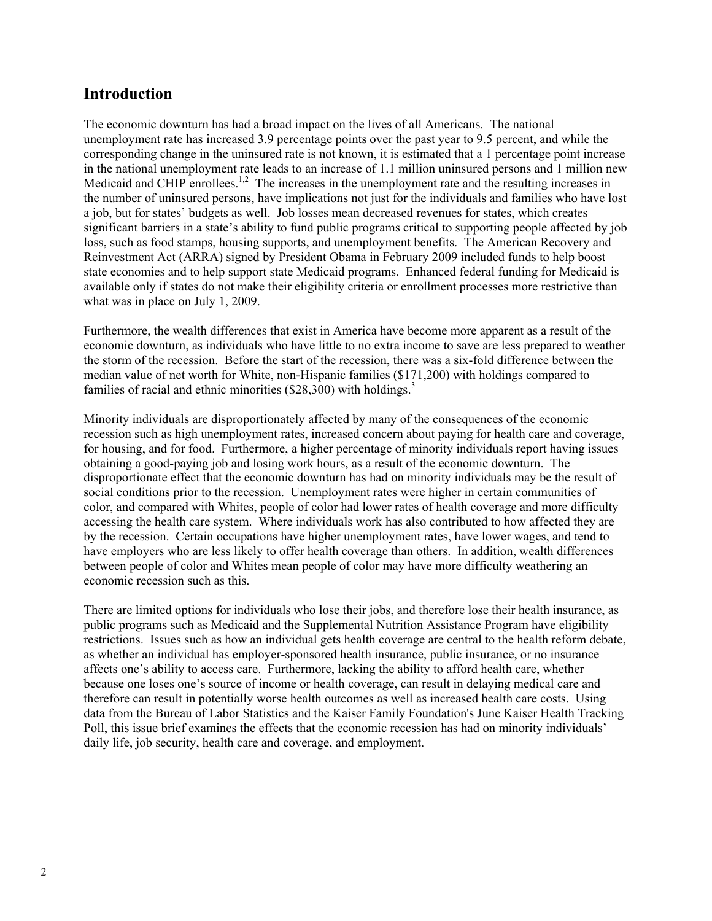## Introduction

The economic downturn has had a broad impact on the lives of all Americans. The national unemployment rate has increased 3.9 percentage points over the past year to 9.5 percent, and while the corresponding change in the uninsured rate is not known, it is estimated that a 1 percentage point increase in the national unemployment rate leads to an increase of 1.1 million uninsured persons and 1 million new Medicaid and CHIP enrollees.[1,2] The increases in the unemployment rate and the resulting increases in the number of uninsured persons, have implications not just for the individuals and families who have lost a job, but for states' budgets as well. Job losses mean decreased revenues for states, which creates significant barriers in a state's ability to fund public programs critical to supporting people affected by job loss, such as food stamps, housing supports, and unemployment benefits. The American Recovery and Reinvestment Act (ARRA) signed by President Obama in February 2009 included funds to help boost state economies and to help support state Medicaid programs. Enhanced federal funding for Medicaid is available only if states do not make their eligibility criteria or enrollment processes more restrictive than what was in place on July 1, 2009.

Furthermore, the wealth differences that exist in America have become more apparent as a result of the economic downturn, as individuals who have little to no extra income to save are less prepared to weather the storm of the recession. Before the start of the recession, there was a six-fold difference between the median value of net worth for White, non-Hispanic families ($171,200) with holdings compared to families of racial and ethnic minorities ($28,300) with holdings.[3]

Minority individuals are disproportionately affected by many of the consequences of the economic recession such as high unemployment rates, increased concern about paying for health care and coverage, for housing, and for food. Furthermore, a higher percentage of minority individuals report having issues obtaining a good-paying job and losing work hours, as a result of the economic downturn. The disproportionate effect that the economic downturn has had on minority individuals may be the result of social conditions prior to the recession. Unemployment rates were higher in certain communities of color, and compared with Whites, people of color had lower rates of health coverage and more difficulty accessing the health care system. Where individuals work has also contributed to how affected they are by the recession. Certain occupations have higher unemployment rates, have lower wages, and tend to have employers who are less likely to offer health coverage than others. In addition, wealth differences between people of color and Whites mean people of color may have more difficulty weathering an economic recession such as this.

There are limited options for individuals who lose their jobs, and therefore lose their health insurance, as public programs such as Medicaid and the Supplemental Nutrition Assistance Program have eligibility restrictions. Issues such as how an individual gets health coverage are central to the health reform debate, as whether an individual has employer-sponsored health insurance, public insurance, or no insurance affects one's ability to access care. Furthermore, lacking the ability to afford health care, whether because one loses one's source of income or health coverage, can result in delaying medical care and therefore can result in potentially worse health outcomes as well as increased health care costs. Using data from the Bureau of Labor Statistics and the Kaiser Family Foundation's June Kaiser Health Tracking Poll, this issue brief examines the effects that the economic recession has had on minority individuals' daily life, job security, health care and coverage, and employment.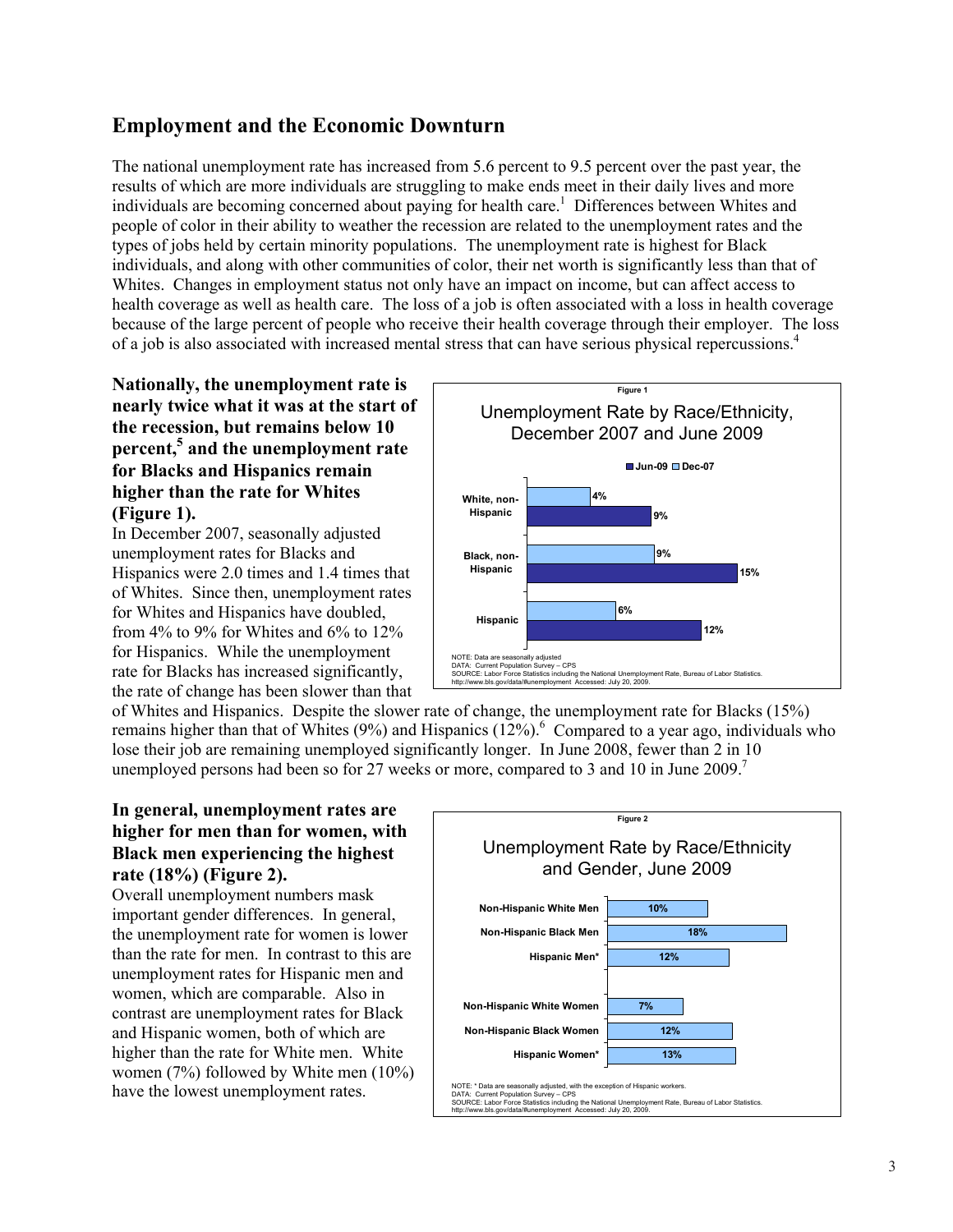## Employment and the Economic Downturn

The national unemployment rate has increased from 5.6 percent to 9.5 percent over the past year, the results of which are more individuals are struggling to make ends meet in their daily lives and more individuals are becoming concerned about paying for health care.[1] Differences between Whites and people of color in their ability to weather the recession are related to the unemployment rates and the types of jobs held by certain minority populations. The unemployment rate is highest for Black individuals, and along with other communities of color, their net worth is significantly less than that of Whites. Changes in employment status not only have an impact on income, but can affect access to health coverage as well as health care. The loss of a job is often associated with a loss in health coverage because of the large percent of people who receive their health coverage through their employer. The loss of a job is also associated with increased mental stress that can have serious physical repercussions.[4]

**Nationally, the unemployment rate is nearly twice what it was at the start of the recession, but remains below 10 percent,[5] and the unemployment rate for Blacks and Hispanics remain higher than the rate for Whites (Figure 1).**

In December 2007, seasonally adjusted unemployment rates for Blacks and Hispanics were 2.0 times and 1.4 times that of Whites. Since then, unemployment rates for Whites and Hispanics have doubled, from 4% to 9% for Whites and 6% to 12% for Hispanics. While the unemployment rate for Blacks has increased significantly, the rate of change has been slower than that of Whites and Hispanics. Despite the slower rate of change, the unemployment rate for Blacks (15%) remains higher than that of Whites (9%) and Hispanics (12%).[6] Compared to a year ago, individuals who lose their job are remaining unemployed significantly longer. In June 2008, fewer than 2 in 10 unemployed persons had been so for 27 weeks or more, compared to 3 and 10 in June 2009.[7]

**Figure 1**

**Unemployment Rate by Race/Ethnicity, December 2007 and June 2009**

| | Dec-07 | Jun-09 |
|---|---|---|
| White, non-Hispanic | 4% | 9% |
| Black, non-Hispanic | 9% | 15% |
| Hispanic | 6% | 12% |

NOTE: Data are seasonally adjusted
DATA: Current Population Survey – CPS
SOURCE: Labor Force Statistics including the National Unemployment Rate, Bureau of Labor Statistics. http://www.bls.gov/data/#unemployment Accessed: July 20, 2009.

**In general, unemployment rates are higher for men than for women, with Black men experiencing the highest rate (18%) (Figure 2).**

Overall unemployment numbers mask important gender differences. In general, the unemployment rate for women is lower than the rate for men. In contrast to this are unemployment rates for Hispanic men and women, which are comparable. Also in contrast are unemployment rates for Black and Hispanic women, both of which are higher than the rate for White men. White women (7%) followed by White men (10%) have the lowest unemployment rates.

**Figure 2**

**Unemployment Rate by Race/Ethnicity and Gender, June 2009**

| | Unemployment Rate |
|---|---|
| Non-Hispanic White Men | 10% |
| Non-Hispanic Black Men | 18% |
| Hispanic Men* | 12% |
| Non-Hispanic White Women | 7% |
| Non-Hispanic Black Women | 12% |
| Hispanic Women* | 13% |

NOTE: * Data are seasonally adjusted, with the exception of Hispanic workers.
DATA: Current Population Survey – CPS
SOURCE: Labor Force Statistics including the National Unemployment Rate, Bureau of Labor Statistics. http://www.bls.gov/data/#unemployment Accessed: July 20, 2009.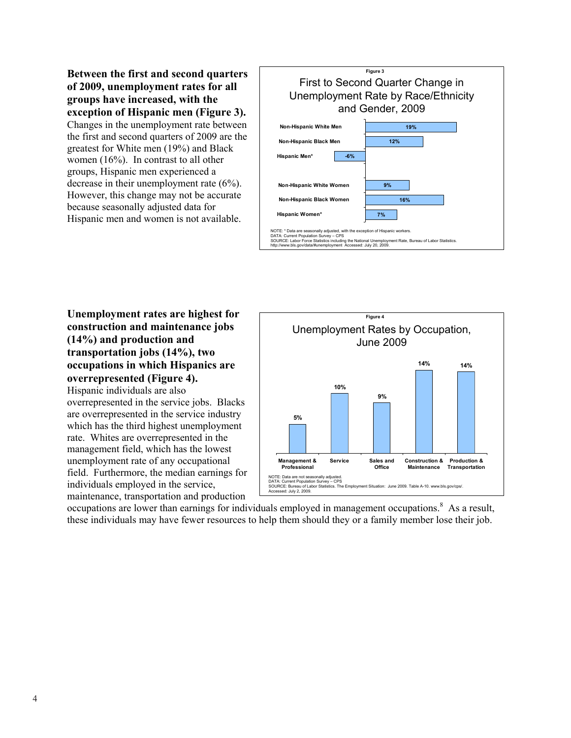**Between the first and second quarters of 2009, unemployment rates for all groups have increased, with the exception of Hispanic men (Figure 3).** Changes in the unemployment rate between the first and second quarters of 2009 are the greatest for White men (19%) and Black women (16%). In contrast to all other groups, Hispanic men experienced a decrease in their unemployment rate (6%). However, this change may not be accurate because seasonally adjusted data for Hispanic men and women is not available.

**Figure 3**

**First to Second Quarter Change in Unemployment Rate by Race/Ethnicity and Gender, 2009**

| Group | Change |
|---|---|
| Non-Hispanic White Men | 19% |
| Non-Hispanic Black Men | 12% |
| Hispanic Men* | -6% |
| Non-Hispanic White Women | 9% |
| Non-Hispanic Black Women | 16% |
| Hispanic Women* | 7% |

NOTE: * Data are seasonally adjusted, with the exception of Hispanic workers.
DATA: Current Population Survey – CPS
SOURCE: Labor Force Statistics including the National Unemployment Rate, Bureau of Labor Statistics. http://www.bls.gov/data/#unemployment Accessed: July 20, 2009.

**Unemployment rates are highest for construction and maintenance jobs (14%) and production and transportation jobs (14%), two occupations in which Hispanics are overrepresented (Figure 4).** Hispanic individuals are also overrepresented in the service jobs. Blacks are overrepresented in the service industry which has the third highest unemployment rate. Whites are overrepresented in the management field, which has the lowest unemployment rate of any occupational field. Furthermore, the median earnings for individuals employed in the service, maintenance, transportation and production occupations are lower than earnings for individuals employed in management occupations.[8] As a result, these individuals may have fewer resources to help them should they or a family member lose their job.

**Figure 4**

**Unemployment Rates by Occupation, June 2009**

| Occupation | Unemployment Rate |
|---|---|
| Management & Professional | 5% |
| Service | 10% |
| Sales and Office | 9% |
| Construction & Maintenance | 14% |
| Production & Transportation | 14% |

NOTE: Data are not seasonally adjusted.
DATA: Current Population Survey – CPS
SOURCE: Bureau of Labor Statistics. The Employment Situation: June 2009. Table A-10. www.bls.gov/cps/. Accessed: July 2, 2009.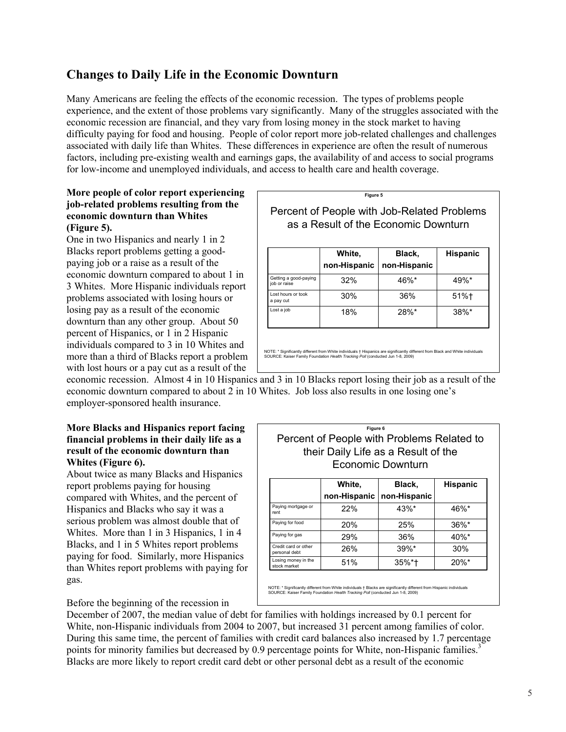## Changes to Daily Life in the Economic Downturn

Many Americans are feeling the effects of the economic recession. The types of problems people experience, and the extent of those problems vary significantly. Many of the struggles associated with the economic recession are financial, and they vary from losing money in the stock market to having difficulty paying for food and housing. People of color report more job-related challenges and challenges associated with daily life than Whites. These differences in experience are often the result of numerous factors, including pre-existing wealth and earnings gaps, the availability of and access to social programs for low-income and unemployed individuals, and access to health care and health coverage.

**More people of color report experiencing job-related problems resulting from the economic downturn than Whites (Figure 5).**

One in two Hispanics and nearly 1 in 2 Blacks report problems getting a good-paying job or a raise as a result of the economic downturn compared to about 1 in 3 Whites. More Hispanic individuals report problems associated with losing hours or losing pay as a result of the economic downturn than any other group. About 50 percent of Hispanics, or 1 in 2 Hispanic individuals compared to 3 in 10 Whites and more than a third of Blacks report a problem with lost hours or a pay cut as a result of the economic recession. Almost 4 in 10 Hispanics and 3 in 10 Blacks report losing their job as a result of the economic downturn compared to about 2 in 10 Whites. Job loss also results in one losing one's employer-sponsored health insurance.

Figure 5

Percent of People with Job-Related Problems as a Result of the Economic Downturn

| | White, non-Hispanic | Black, non-Hispanic | Hispanic |
|---|---|---|---|
| Getting a good-paying job or raise | 32% | 46%* | 49%* |
| Lost hours or took a pay cut | 30% | 36% | 51%† |
| Lost a job | 18% | 28%* | 38%* |

NOTE: * Significantly different from White individuals † Hispanics are significantly different from Black and White individuals
SOURCE: Kaiser Family Foundation *Health Tracking Poll* (conducted Jun 1-8, 2009)

**More Blacks and Hispanics report facing financial problems in their daily life as a result of the economic downturn than Whites (Figure 6).**

About twice as many Blacks and Hispanics report problems paying for housing compared with Whites, and the percent of Hispanics and Blacks who say it was a serious problem was almost double that of Whites. More than 1 in 3 Hispanics, 1 in 4 Blacks, and 1 in 5 Whites report problems paying for food. Similarly, more Hispanics than Whites report problems with paying for gas.

Figure 6

Percent of People with Problems Related to their Daily Life as a Result of the Economic Downturn

| | White, non-Hispanic | Black, non-Hispanic | Hispanic |
|---|---|---|---|
| Paying mortgage or rent | 22% | 43%* | 46%* |
| Paying for food | 20% | 25% | 36%* |
| Paying for gas | 29% | 36% | 40%* |
| Credit card or other personal debt | 26% | 39%* | 30% |
| Losing money in the stock market | 51% | 35%*† | 20%* |

NOTE: * Significantly different from White individuals † Blacks are significantly different from Hispanic individuals
SOURCE: Kaiser Family Foundation *Health Tracking Poll* (conducted Jun 1-8, 2009)

Before the beginning of the recession in December of 2007, the median value of debt for families with holdings increased by 0.1 percent for White, non-Hispanic individuals from 2004 to 2007, but increased 31 percent among families of color. During this same time, the percent of families with credit card balances also increased by 1.7 percentage points for minority families but decreased by 0.9 percentage points for White, non-Hispanic families.[3] Blacks are more likely to report credit card debt or other personal debt as a result of the economic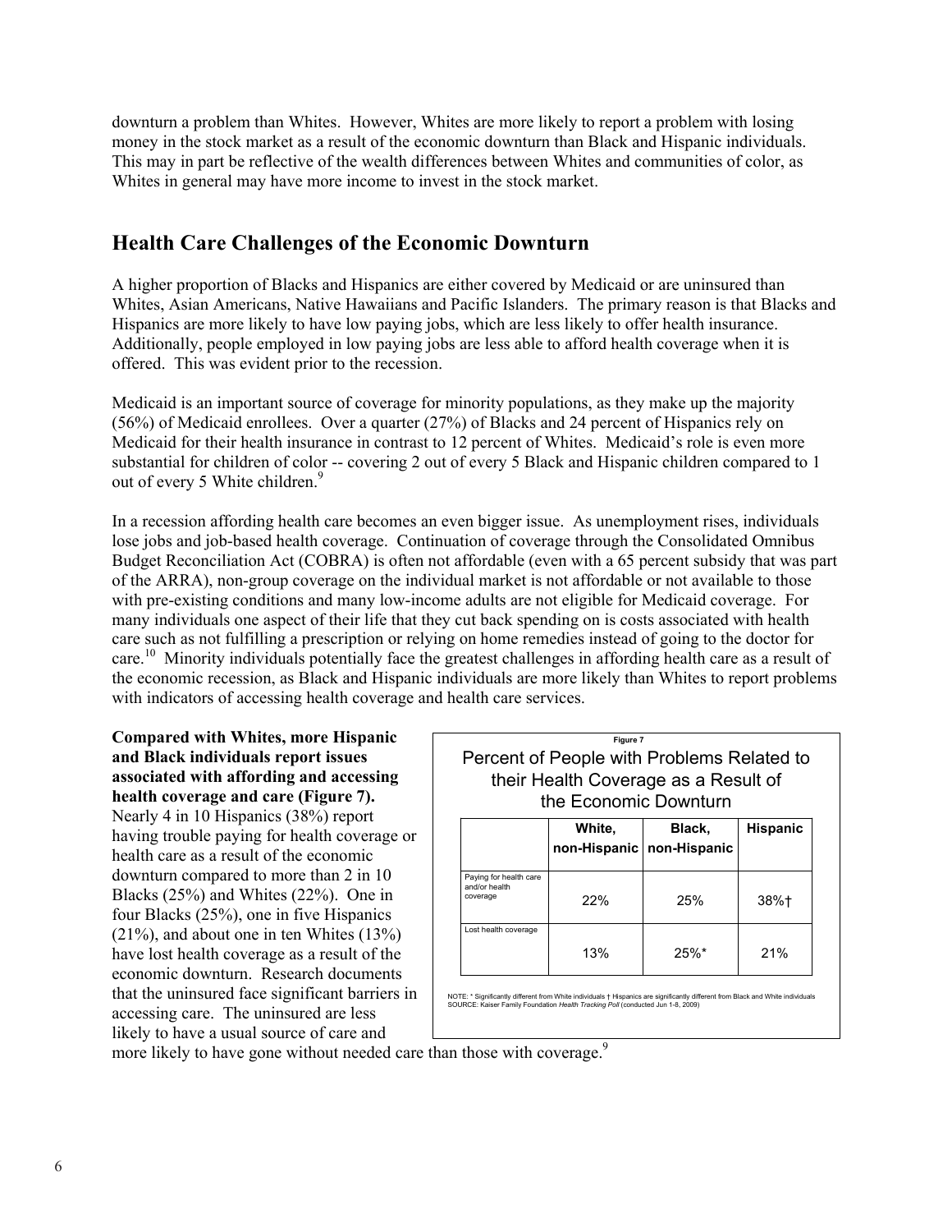downturn a problem than Whites. However, Whites are more likely to report a problem with losing money in the stock market as a result of the economic downturn than Black and Hispanic individuals. This may in part be reflective of the wealth differences between Whites and communities of color, as Whites in general may have more income to invest in the stock market.

## Health Care Challenges of the Economic Downturn

A higher proportion of Blacks and Hispanics are either covered by Medicaid or are uninsured than Whites, Asian Americans, Native Hawaiians and Pacific Islanders. The primary reason is that Blacks and Hispanics are more likely to have low paying jobs, which are less likely to offer health insurance. Additionally, people employed in low paying jobs are less able to afford health coverage when it is offered. This was evident prior to the recession.

Medicaid is an important source of coverage for minority populations, as they make up the majority (56%) of Medicaid enrollees. Over a quarter (27%) of Blacks and 24 percent of Hispanics rely on Medicaid for their health insurance in contrast to 12 percent of Whites. Medicaid's role is even more substantial for children of color -- covering 2 out of every 5 Black and Hispanic children compared to 1 out of every 5 White children.[9]

In a recession affording health care becomes an even bigger issue. As unemployment rises, individuals lose jobs and job-based health coverage. Continuation of coverage through the Consolidated Omnibus Budget Reconciliation Act (COBRA) is often not affordable (even with a 65 percent subsidy that was part of the ARRA), non-group coverage on the individual market is not affordable or not available to those with pre-existing conditions and many low-income adults are not eligible for Medicaid coverage. For many individuals one aspect of their life that they cut back spending on is costs associated with health care such as not fulfilling a prescription or relying on home remedies instead of going to the doctor for care.[10] Minority individuals potentially face the greatest challenges in affording health care as a result of the economic recession, as Black and Hispanic individuals are more likely than Whites to report problems with indicators of accessing health coverage and health care services.

**Compared with Whites, more Hispanic and Black individuals report issues associated with affording and accessing health coverage and care (Figure 7).** Nearly 4 in 10 Hispanics (38%) report having trouble paying for health coverage or health care as a result of the economic downturn compared to more than 2 in 10 Blacks (25%) and Whites (22%). One in four Blacks (25%), one in five Hispanics (21%), and about one in ten Whites (13%) have lost health coverage as a result of the economic downturn. Research documents that the uninsured face significant barriers in accessing care. The uninsured are less likely to have a usual source of care and more likely to have gone without needed care than those with coverage.[9]

**Figure 7**

Percent of People with Problems Related to their Health Coverage as a Result of the Economic Downturn

| | White, non-Hispanic | Black, non-Hispanic | Hispanic |
|---|---|---|---|
| Paying for health care and/or health coverage | 22% | 25% | 38%† |
| Lost health coverage | 13% | 25%* | 21% |

NOTE: * Significantly different from White individuals † Hispanics are significantly different from Black and White individuals
SOURCE: Kaiser Family Foundation *Health Tracking Poll* (conducted Jun 1-8, 2009)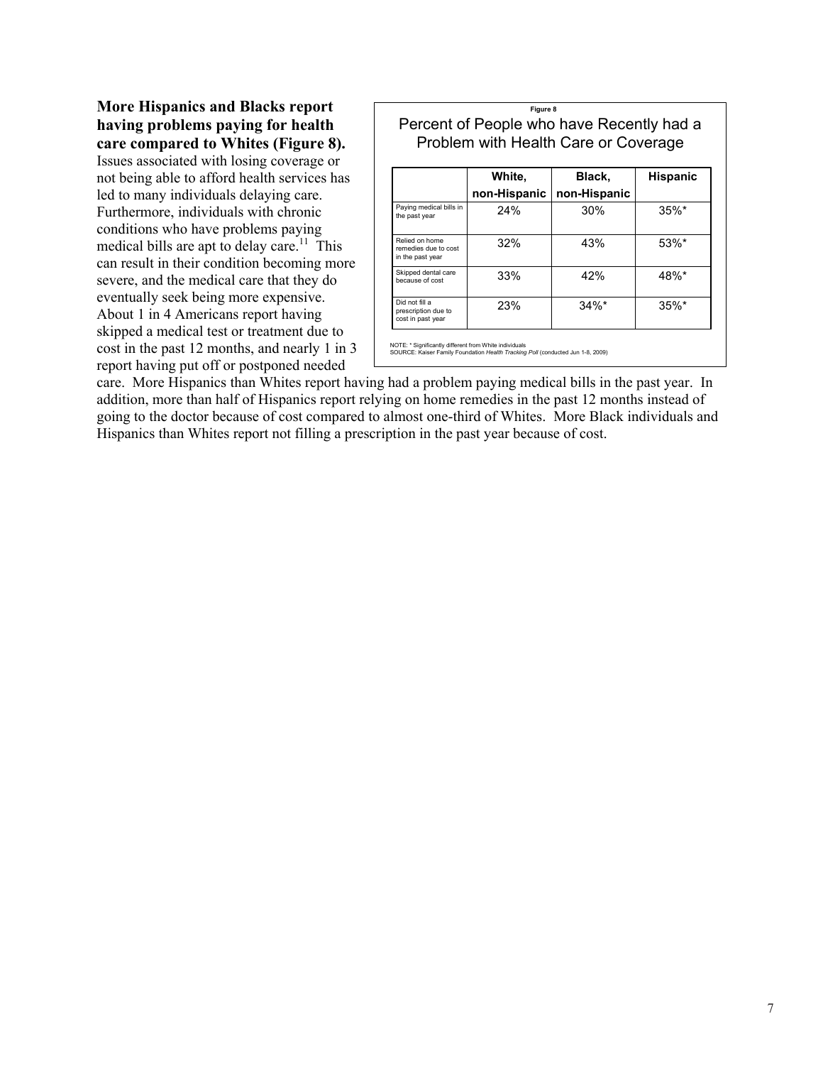**More Hispanics and Blacks report having problems paying for health care compared to Whites (Figure 8).** Issues associated with losing coverage or not being able to afford health services has led to many individuals delaying care. Furthermore, individuals with chronic conditions who have problems paying medical bills are apt to delay care.[11] This can result in their condition becoming more severe, and the medical care that they do eventually seek being more expensive. About 1 in 4 Americans report having skipped a medical test or treatment due to cost in the past 12 months, and nearly 1 in 3 report having put off or postponed needed care. More Hispanics than Whites report having had a problem paying medical bills in the past year. In addition, more than half of Hispanics report relying on home remedies in the past 12 months instead of going to the doctor because of cost compared to almost one-third of Whites. More Black individuals and Hispanics than Whites report not filling a prescription in the past year because of cost.

**Figure 8**

Percent of People who have Recently had a Problem with Health Care or Coverage

| | White, non-Hispanic | Black, non-Hispanic | Hispanic |
|---|---|---|---|
| Paying medical bills in the past year | 24% | 30% | 35%* |
| Relied on home remedies due to cost in the past year | 32% | 43% | 53%* |
| Skipped dental care because of cost | 33% | 42% | 48%* |
| Did not fill a prescription due to cost in past year | 23% | 34%* | 35%* |

NOTE: * Significantly different from White individuals
SOURCE: Kaiser Family Foundation *Health Tracking Poll* (conducted Jun 1-8, 2009)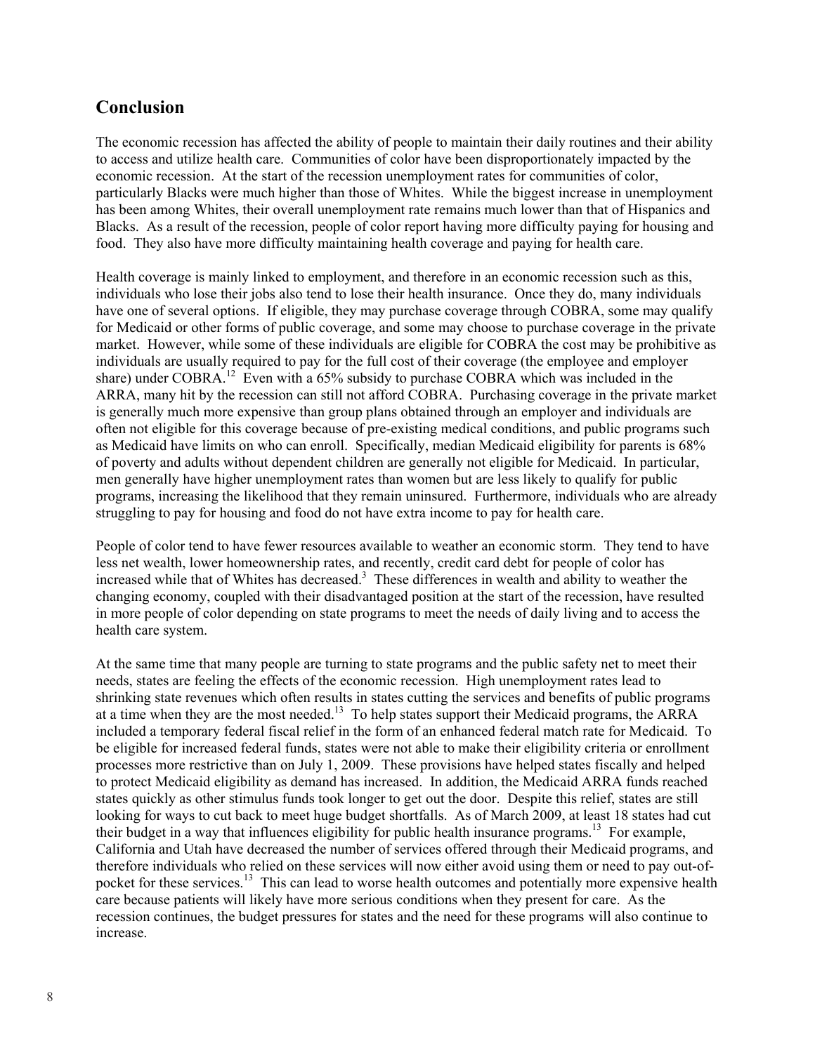## Conclusion

The economic recession has affected the ability of people to maintain their daily routines and their ability to access and utilize health care. Communities of color have been disproportionately impacted by the economic recession. At the start of the recession unemployment rates for communities of color, particularly Blacks were much higher than those of Whites. While the biggest increase in unemployment has been among Whites, their overall unemployment rate remains much lower than that of Hispanics and Blacks. As a result of the recession, people of color report having more difficulty paying for housing and food. They also have more difficulty maintaining health coverage and paying for health care.

Health coverage is mainly linked to employment, and therefore in an economic recession such as this, individuals who lose their jobs also tend to lose their health insurance. Once they do, many individuals have one of several options. If eligible, they may purchase coverage through COBRA, some may qualify for Medicaid or other forms of public coverage, and some may choose to purchase coverage in the private market. However, while some of these individuals are eligible for COBRA the cost may be prohibitive as individuals are usually required to pay for the full cost of their coverage (the employee and employer share) under COBRA.[12] Even with a 65% subsidy to purchase COBRA which was included in the ARRA, many hit by the recession can still not afford COBRA. Purchasing coverage in the private market is generally much more expensive than group plans obtained through an employer and individuals are often not eligible for this coverage because of pre-existing medical conditions, and public programs such as Medicaid have limits on who can enroll. Specifically, median Medicaid eligibility for parents is 68% of poverty and adults without dependent children are generally not eligible for Medicaid. In particular, men generally have higher unemployment rates than women but are less likely to qualify for public programs, increasing the likelihood that they remain uninsured. Furthermore, individuals who are already struggling to pay for housing and food do not have extra income to pay for health care.

People of color tend to have fewer resources available to weather an economic storm. They tend to have less net wealth, lower homeownership rates, and recently, credit card debt for people of color has increased while that of Whites has decreased.[3] These differences in wealth and ability to weather the changing economy, coupled with their disadvantaged position at the start of the recession, have resulted in more people of color depending on state programs to meet the needs of daily living and to access the health care system.

At the same time that many people are turning to state programs and the public safety net to meet their needs, states are feeling the effects of the economic recession. High unemployment rates lead to shrinking state revenues which often results in states cutting the services and benefits of public programs at a time when they are the most needed.[13] To help states support their Medicaid programs, the ARRA included a temporary federal fiscal relief in the form of an enhanced federal match rate for Medicaid. To be eligible for increased federal funds, states were not able to make their eligibility criteria or enrollment processes more restrictive than on July 1, 2009. These provisions have helped states fiscally and helped to protect Medicaid eligibility as demand has increased. In addition, the Medicaid ARRA funds reached states quickly as other stimulus funds took longer to get out the door. Despite this relief, states are still looking for ways to cut back to meet huge budget shortfalls. As of March 2009, at least 18 states had cut their budget in a way that influences eligibility for public health insurance programs.[13] For example, California and Utah have decreased the number of services offered through their Medicaid programs, and therefore individuals who relied on these services will now either avoid using them or need to pay out-of-pocket for these services.[13] This can lead to worse health outcomes and potentially more expensive health care because patients will likely have more serious conditions when they present for care. As the recession continues, the budget pressures for states and the need for these programs will also continue to increase.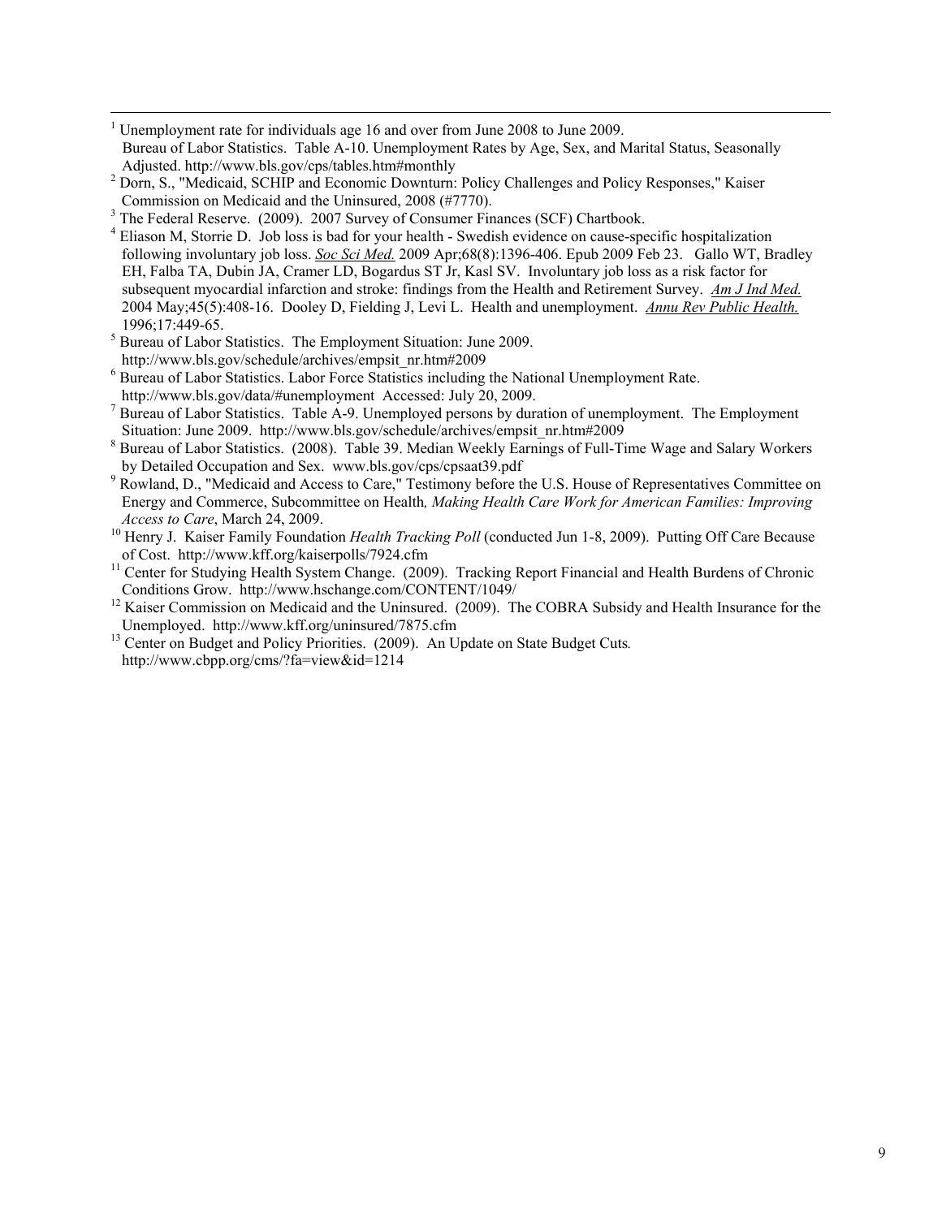[1] Unemployment rate for individuals age 16 and over from June 2008 to June 2009. Bureau of Labor Statistics. Table A-10. Unemployment Rates by Age, Sex, and Marital Status, Seasonally Adjusted. http://www.bls.gov/cps/tables.htm#monthly

[2] Dorn, S., "Medicaid, SCHIP and Economic Downturn: Policy Challenges and Policy Responses," Kaiser Commission on Medicaid and the Uninsured, 2008 (#7770).

[3] The Federal Reserve. (2009). 2007 Survey of Consumer Finances (SCF) Chartbook.

[4] Eliason M, Storrie D. Job loss is bad for your health - Swedish evidence on cause-specific hospitalization following involuntary job loss. *Soc Sci Med.* 2009 Apr;68(8):1396-406. Epub 2009 Feb 23. Gallo WT, Bradley EH, Falba TA, Dubin JA, Cramer LD, Bogardus ST Jr, Kasl SV. Involuntary job loss as a risk factor for subsequent myocardial infarction and stroke: findings from the Health and Retirement Survey. *Am J Ind Med.* 2004 May;45(5):408-16. Dooley D, Fielding J, Levi L. Health and unemployment. *Annu Rev Public Health.* 1996;17:449-65.

[5] Bureau of Labor Statistics. The Employment Situation: June 2009. http://www.bls.gov/schedule/archives/empsit_nr.htm#2009

[6] Bureau of Labor Statistics. Labor Force Statistics including the National Unemployment Rate. http://www.bls.gov/data/#unemployment Accessed: July 20, 2009.

[7] Bureau of Labor Statistics. Table A-9. Unemployed persons by duration of unemployment. The Employment Situation: June 2009. http://www.bls.gov/schedule/archives/empsit_nr.htm#2009

[8] Bureau of Labor Statistics. (2008). Table 39. Median Weekly Earnings of Full-Time Wage and Salary Workers by Detailed Occupation and Sex. www.bls.gov/cps/cpsaat39.pdf

[9] Rowland, D., "Medicaid and Access to Care," Testimony before the U.S. House of Representatives Committee on Energy and Commerce, Subcommittee on Health*, Making Health Care Work for American Families: Improving Access to Care*, March 24, 2009.

[10] Henry J. Kaiser Family Foundation *Health Tracking Poll* (conducted Jun 1-8, 2009). Putting Off Care Because of Cost. http://www.kff.org/kaiserpolls/7924.cfm

[11] Center for Studying Health System Change. (2009). Tracking Report Financial and Health Burdens of Chronic Conditions Grow. http://www.hschange.com/CONTENT/1049/

[12] Kaiser Commission on Medicaid and the Uninsured. (2009). The COBRA Subsidy and Health Insurance for the Unemployed. http://www.kff.org/uninsured/7875.cfm

[13] Center on Budget and Policy Priorities. (2009). An Update on State Budget Cuts*.* http://www.cbpp.org/cms/?fa=view&id=1214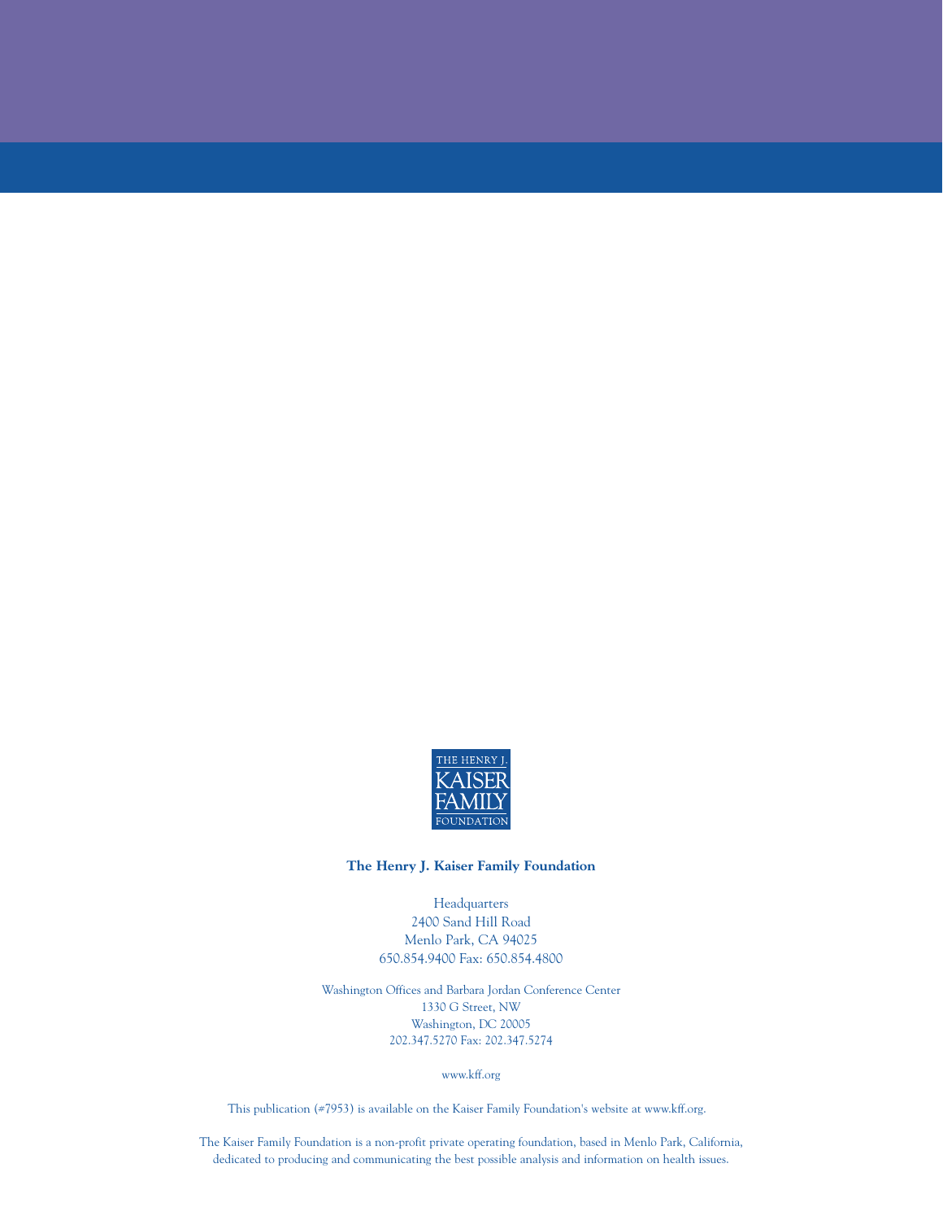THE HENRY J. KAISER FAMILY FOUNDATION

**The Henry J. Kaiser Family Foundation**

Headquarters
2400 Sand Hill Road
Menlo Park, CA 94025
650.854.9400 Fax: 650.854.4800

Washington Offices and Barbara Jordan Conference Center
1330 G Street, NW
Washington, DC 20005
202.347.5270 Fax: 202.347.5274

www.kff.org

This publication (#7953) is available on the Kaiser Family Foundation's website at www.kff.org.

The Kaiser Family Foundation is a non-profit private operating foundation, based in Menlo Park, California, dedicated to producing and communicating the best possible analysis and information on health issues.